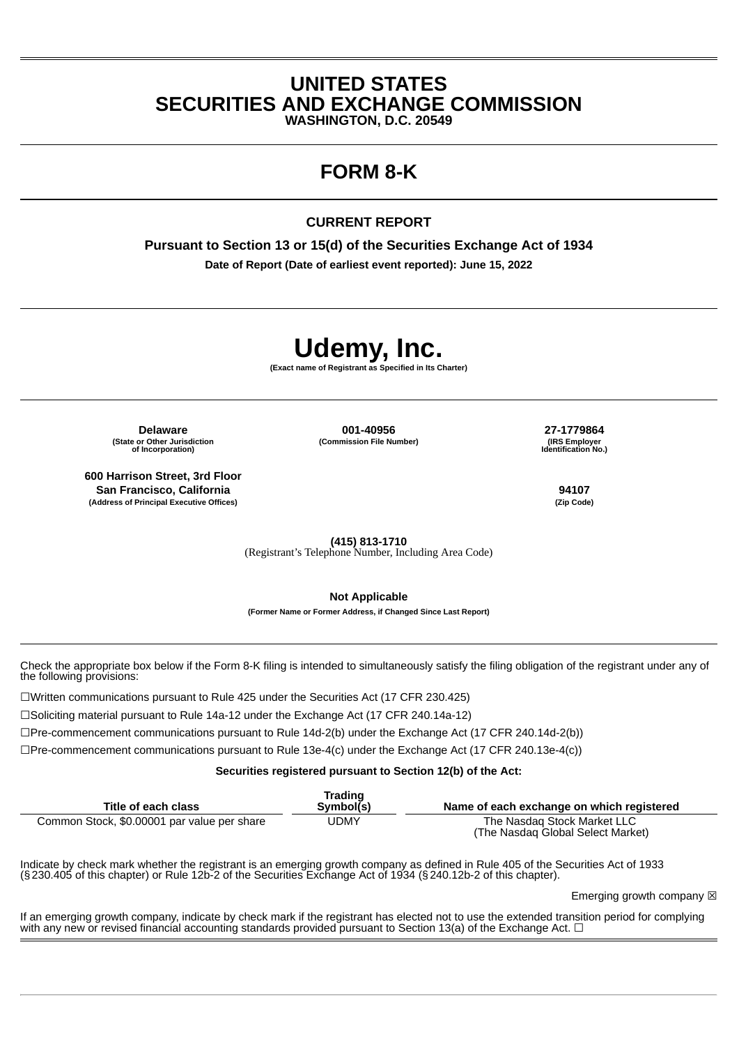# UNITED STATES
# SECURITIES AND EXCHANGE COMMISSION
**WASHINGTON, D.C. 20549**

# FORM 8-K

**CURRENT REPORT**

**Pursuant to Section 13 or 15(d) of the Securities Exchange Act of 1934**

**Date of Report (Date of earliest event reported): June 15, 2022**

# Udemy, Inc.
**(Exact name of Registrant as Specified in Its Charter)**

| Delaware | 001-40956 | 27-1779864 |
|---|---|---|
| (State or Other Jurisdiction of Incorporation) | (Commission File Number) | (IRS Employer Identification No.) |

| 600 Harrison Street, 3rd Floor San Francisco, California | 94107 |
|---|---|
| (Address of Principal Executive Offices) | (Zip Code) |

**(415) 813-1710**
(Registrant's Telephone Number, Including Area Code)

**Not Applicable**
**(Former Name or Former Address, if Changed Since Last Report)**

Check the appropriate box below if the Form 8-K filing is intended to simultaneously satisfy the filing obligation of the registrant under any of the following provisions:

☐Written communications pursuant to Rule 425 under the Securities Act (17 CFR 230.425)

☐Soliciting material pursuant to Rule 14a-12 under the Exchange Act (17 CFR 240.14a-12)

☐Pre-commencement communications pursuant to Rule 14d-2(b) under the Exchange Act (17 CFR 240.14d-2(b))

☐Pre-commencement communications pursuant to Rule 13e-4(c) under the Exchange Act (17 CFR 240.13e-4(c))

**Securities registered pursuant to Section 12(b) of the Act:**

| Title of each class | Trading Symbol(s) | Name of each exchange on which registered |
|---|---|---|
| Common Stock, $0.00001 par value per share | UDMY | The Nasdaq Stock Market LLC (The Nasdaq Global Select Market) |

Indicate by check mark whether the registrant is an emerging growth company as defined in Rule 405 of the Securities Act of 1933 (§230.405 of this chapter) or Rule 12b-2 of the Securities Exchange Act of 1934 (§240.12b-2 of this chapter).

Emerging growth company ☒

If an emerging growth company, indicate by check mark if the registrant has elected not to use the extended transition period for complying with any new or revised financial accounting standards provided pursuant to Section 13(a) of the Exchange Act. ☐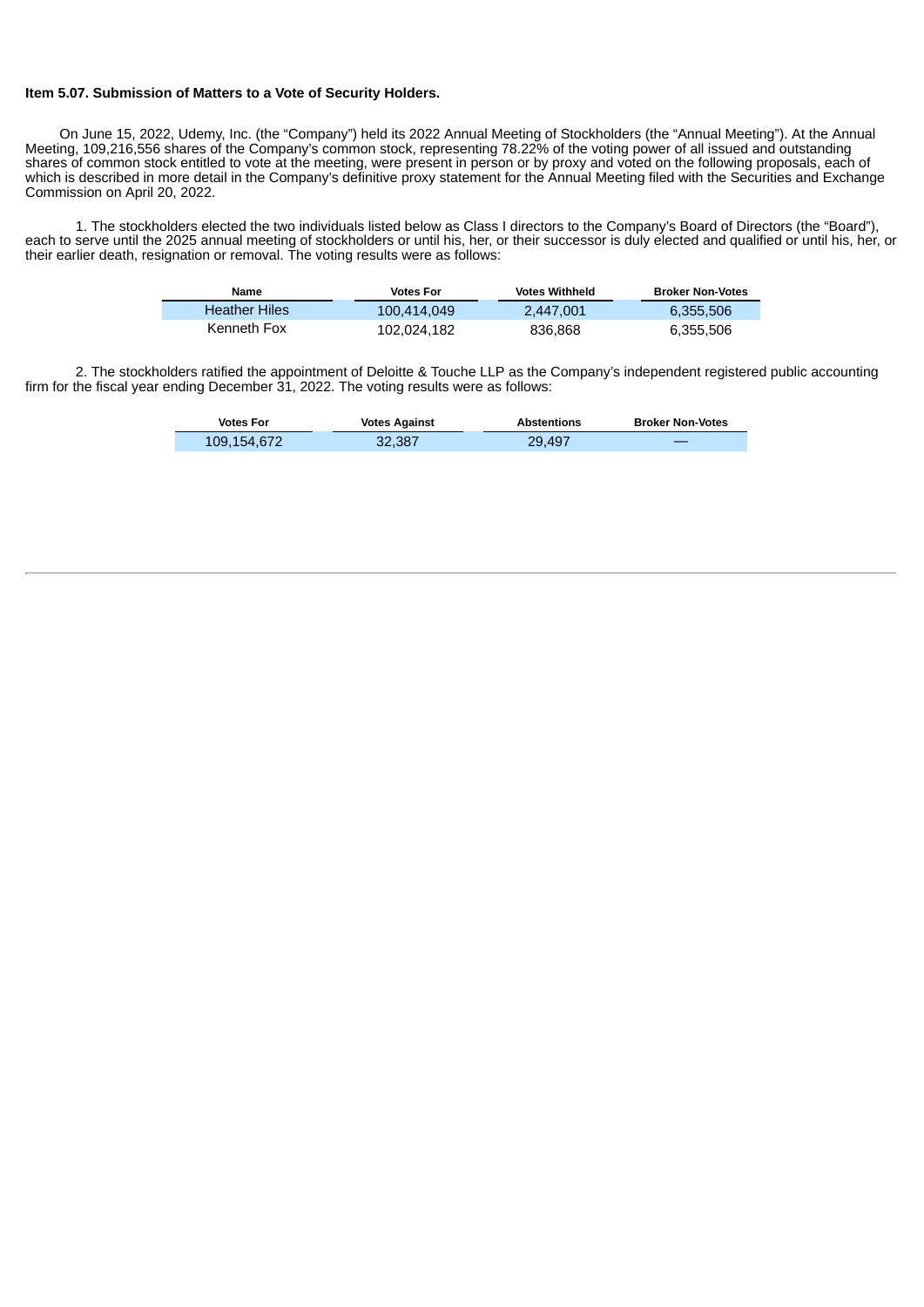**Item 5.07. Submission of Matters to a Vote of Security Holders.**

On June 15, 2022, Udemy, Inc. (the "Company") held its 2022 Annual Meeting of Stockholders (the "Annual Meeting"). At the Annual Meeting, 109,216,556 shares of the Company's common stock, representing 78.22% of the voting power of all issued and outstanding shares of common stock entitled to vote at the meeting, were present in person or by proxy and voted on the following proposals, each of which is described in more detail in the Company's definitive proxy statement for the Annual Meeting filed with the Securities and Exchange Commission on April 20, 2022.

1. The stockholders elected the two individuals listed below as Class I directors to the Company's Board of Directors (the "Board"), each to serve until the 2025 annual meeting of stockholders or until his, her, or their successor is duly elected and qualified or until his, her, or their earlier death, resignation or removal. The voting results were as follows:

| Name | Votes For | Votes Withheld | Broker Non-Votes |
| --- | --- | --- | --- |
| Heather Hiles | 100,414,049 | 2,447,001 | 6,355,506 |
| Kenneth Fox | 102,024,182 | 836,868 | 6,355,506 |

2. The stockholders ratified the appointment of Deloitte & Touche LLP as the Company's independent registered public accounting firm for the fiscal year ending December 31, 2022. The voting results were as follows:

| Votes For | Votes Against | Abstentions | Broker Non-Votes |
| --- | --- | --- | --- |
| 109,154,672 | 32,387 | 29,497 | — |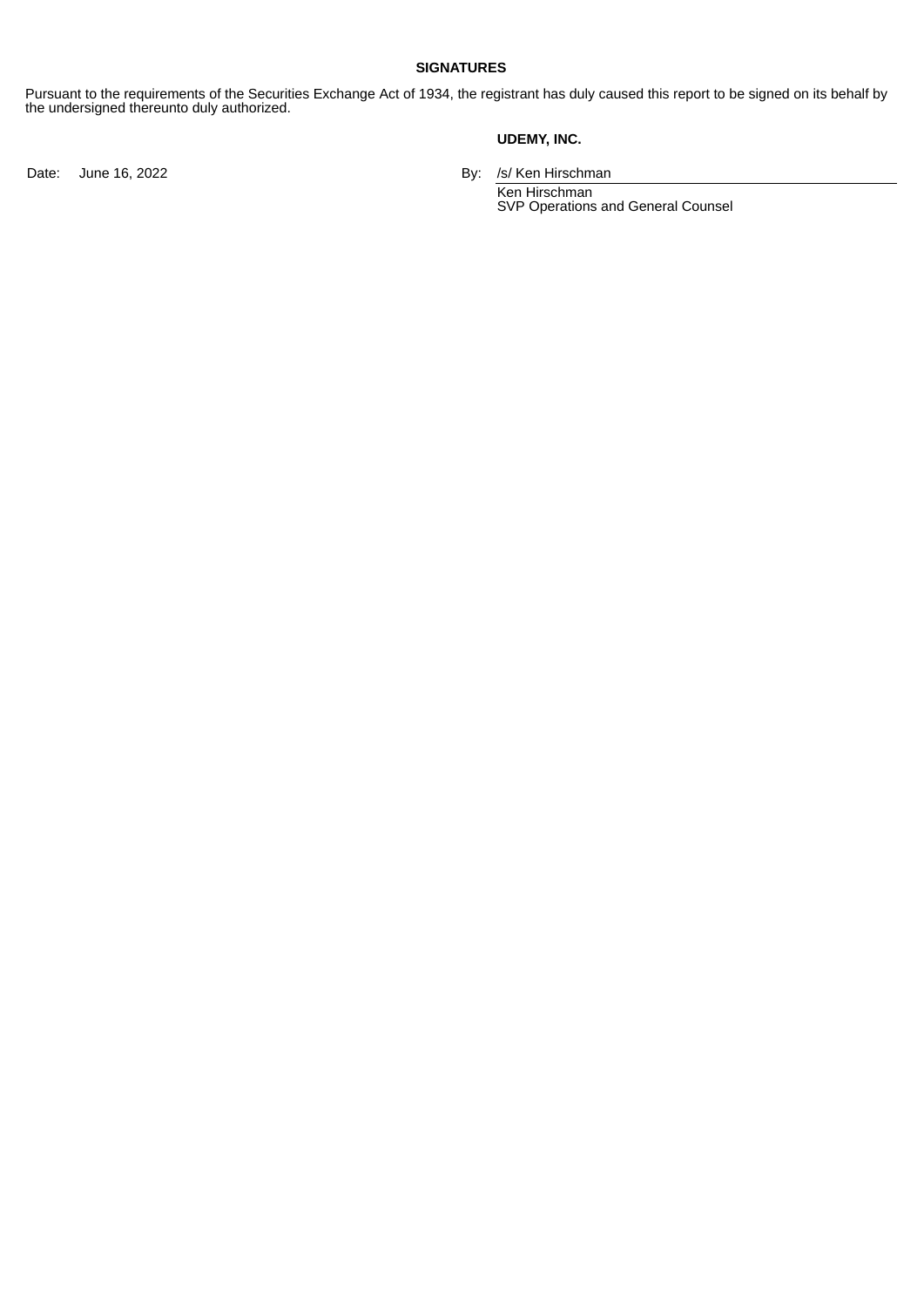**SIGNATURES**

Pursuant to the requirements of the Securities Exchange Act of 1934, the registrant has duly caused this report to be signed on its behalf by the undersigned thereunto duly authorized.

**UDEMY, INC.**

| | | | |
|---|---|---|---|
| Date: | June 16, 2022 | By: | /s/ Ken Hirschman |
| | | | Ken Hirschman |
| | | | SVP Operations and General Counsel |